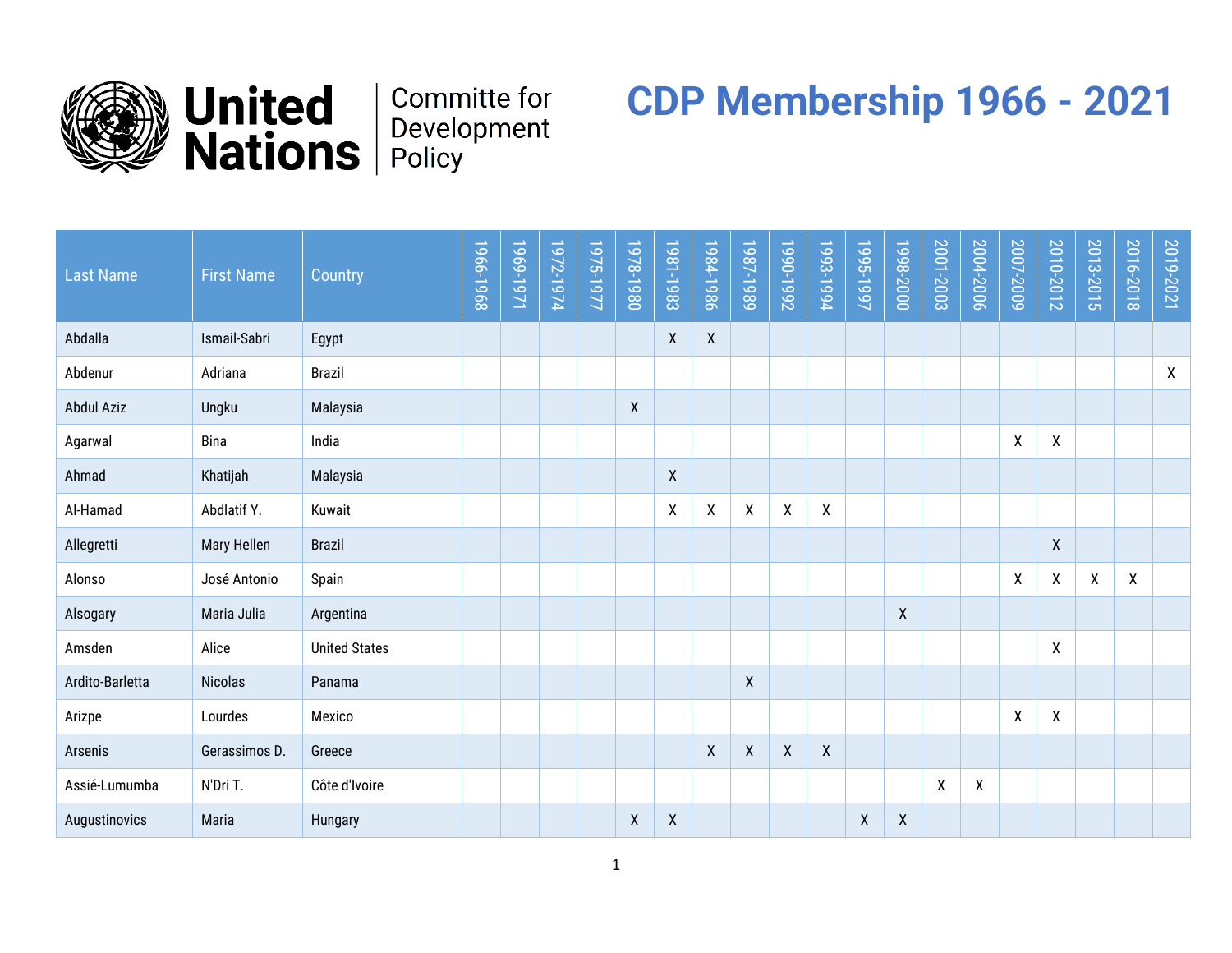United Nations | Committe for Development Policy

# CDP Membership 1966 - 2021

| Last Name | First Name | Country | 1966-1968 | 1969-1971 | 1972-1974 | 1975-1977 | 1978-1980 | 1981-1983 | 1984-1986 | 1987-1989 | 1990-1992 | 1993-1994 | 1995-1997 | 1998-2000 | 2001-2003 | 2004-2006 | 2007-2009 | 2010-2012 | 2013-2015 | 2016-2018 | 2019-2021 |
|---|---|---|---|---|---|---|---|---|---|---|---|---|---|---|---|---|---|---|---|---|---|
| Abdalla | Ismail-Sabri | Egypt | | | | | | X | X | | | | | | | | | | | | |
| Abdenur | Adriana | Brazil | | | | | | | | | | | | | | | | | | | X |
| Abdul Aziz | Ungku | Malaysia | | | | | X | | | | | | | | | | | | | | |
| Agarwal | Bina | India | | | | | | | | | | | | | | | X | X | | | |
| Ahmad | Khatijah | Malaysia | | | | | | X | | | | | | | | | | | | | |
| Al-Hamad | Abdlatif Y. | Kuwait | | | | | | X | X | X | X | X | | | | | | | | | |
| Allegretti | Mary Hellen | Brazil | | | | | | | | | | | | | | | | X | | | |
| Alonso | José Antonio | Spain | | | | | | | | | | | | | | | X | X | X | X | |
| Alsogary | Maria Julia | Argentina | | | | | | | | | | | | X | | | | | | | |
| Amsden | Alice | United States | | | | | | | | | | | | | | | | X | | | |
| Ardito-Barletta | Nicolas | Panama | | | | | | | | X | | | | | | | | | | | |
| Arizpe | Lourdes | Mexico | | | | | | | | | | | | | | | X | X | | | |
| Arsenis | Gerassimos D. | Greece | | | | | | | X | X | X | X | | | | | | | | | |
| Assié-Lumumba | N'Dri T. | Côte d'Ivoire | | | | | | | | | | | | | X | X | | | | | |
| Augustinovics | Maria | Hungary | | | | | X | X | | | | | X | X | | | | | | | |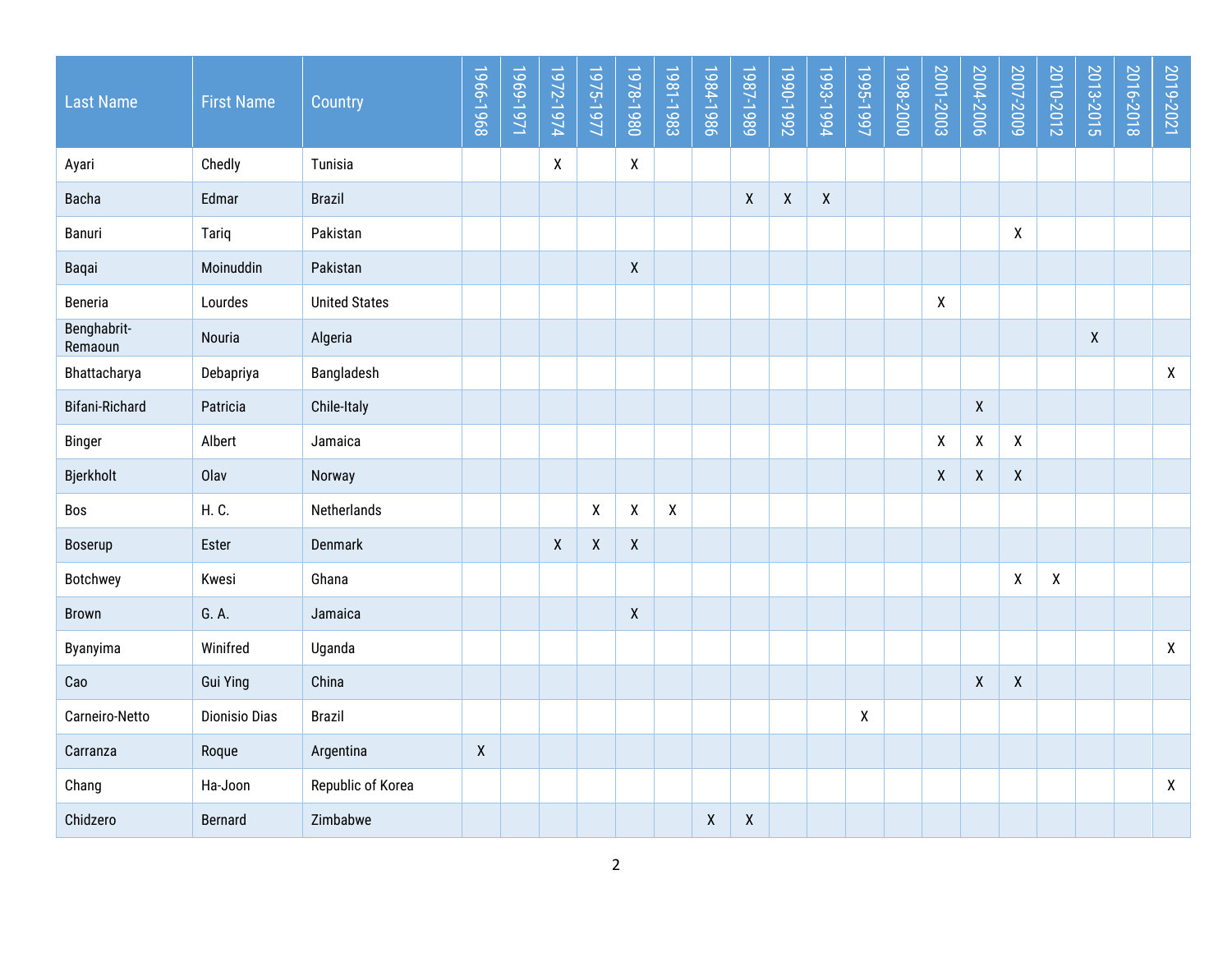| Last Name | First Name | Country | 1966-1968 | 1969-1971 | 1972-1974 | 1975-1977 | 1978-1980 | 1981-1983 | 1984-1986 | 1987-1989 | 1990-1992 | 1993-1994 | 1995-1997 | 1998-2000 | 2001-2003 | 2004-2006 | 2007-2009 | 2010-2012 | 2013-2015 | 2016-2018 | 2019-2021 |
|---|---|---|---|---|---|---|---|---|---|---|---|---|---|---|---|---|---|---|---|---|---|
| Ayari | Chedly | Tunisia | | | X | | X | | | | | | | | | | | | | | |
| Bacha | Edmar | Brazil | | | | | | | | X | X | X | | | | | | | | | |
| Banuri | Tariq | Pakistan | | | | | | | | | | | | | | | X | | | | |
| Baqai | Moinuddin | Pakistan | | | | | X | | | | | | | | | | | | | | |
| Beneria | Lourdes | United States | | | | | | | | | | | | | X | | | | | | |
| Benghabrit-Remaoun | Nouria | Algeria | | | | | | | | | | | | | | | | | X | | |
| Bhattacharya | Debapriya | Bangladesh | | | | | | | | | | | | | | | | | | | X |
| Bifani-Richard | Patricia | Chile-Italy | | | | | | | | | | | | | | X | | | | | |
| Binger | Albert | Jamaica | | | | | | | | | | | | | X | X | X | | | | |
| Bjerkholt | Olav | Norway | | | | | | | | | | | | | X | X | X | | | | |
| Bos | H. C. | Netherlands | | | | X | X | X | | | | | | | | | | | | | |
| Boserup | Ester | Denmark | | | X | X | X | | | | | | | | | | | | | | |
| Botchwey | Kwesi | Ghana | | | | | | | | | | | | | | | X | X | | | |
| Brown | G. A. | Jamaica | | | | | X | | | | | | | | | | | | | | |
| Byanyima | Winifred | Uganda | | | | | | | | | | | | | | | | | | | X |
| Cao | Gui Ying | China | | | | | | | | | | | | | | X | X | | | | |
| Carneiro-Netto | Dionisio Dias | Brazil | | | | | | | | | | | X | | | | | | | | |
| Carranza | Roque | Argentina | X | | | | | | | | | | | | | | | | | | |
| Chang | Ha-Joon | Republic of Korea | | | | | | | | | | | | | | | | | | | X |
| Chidzero | Bernard | Zimbabwe | | | | | | | X | X | | | | | | | | | | | |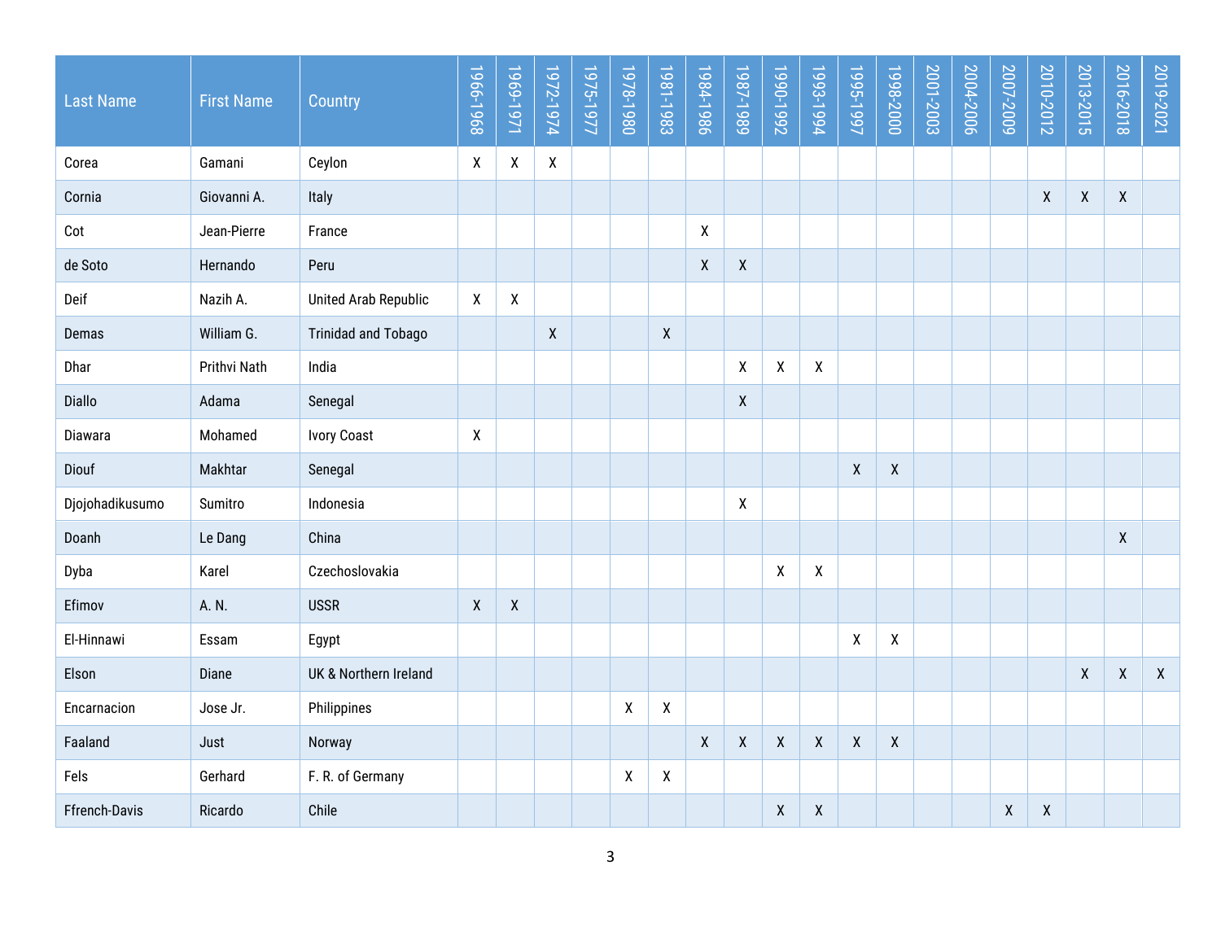| Last Name | First Name | Country | 1966-1968 | 1969-1971 | 1972-1974 | 1975-1977 | 1978-1980 | 1981-1983 | 1984-1986 | 1987-1989 | 1990-1992 | 1993-1994 | 1995-1997 | 1998-2000 | 2001-2003 | 2004-2006 | 2007-2009 | 2010-2012 | 2013-2015 | 2016-2018 | 2019-2021 |
|---|---|---|---|---|---|---|---|---|---|---|---|---|---|---|---|---|---|---|---|---|---|
| Corea | Gamani | Ceylon | X | X | X | | | | | | | | | | | | | | | | |
| Cornia | Giovanni A. | Italy | | | | | | | | | | | | | | | | X | X | X | |
| Cot | Jean-Pierre | France | | | | | | | X | | | | | | | | | | | | |
| de Soto | Hernando | Peru | | | | | | | X | X | | | | | | | | | | | |
| Deif | Nazih A. | United Arab Republic | X | X | | | | | | | | | | | | | | | | | |
| Demas | William G. | Trinidad and Tobago | | | X | | | X | | | | | | | | | | | | | |
| Dhar | Prithvi Nath | India | | | | | | | | X | X | X | | | | | | | | | |
| Diallo | Adama | Senegal | | | | | | | | X | | | | | | | | | | | |
| Diawara | Mohamed | Ivory Coast | X | | | | | | | | | | | | | | | | | | |
| Diouf | Makhtar | Senegal | | | | | | | | | | | X | X | | | | | | | |
| Djojohadikusumo | Sumitro | Indonesia | | | | | | | | X | | | | | | | | | | | |
| Doanh | Le Dang | China | | | | | | | | | | | | | | | | | | X | |
| Dyba | Karel | Czechoslovakia | | | | | | | | | X | X | | | | | | | | | |
| Efimov | A. N. | USSR | X | X | | | | | | | | | | | | | | | | | |
| El-Hinnawi | Essam | Egypt | | | | | | | | | | | X | X | | | | | | | |
| Elson | Diane | UK & Northern Ireland | | | | | | | | | | | | | | | | | X | X | X |
| Encarnacion | Jose Jr. | Philippines | | | | | X | X | | | | | | | | | | | | | |
| Faaland | Just | Norway | | | | | | | X | X | X | X | X | X | | | | | | | |
| Fels | Gerhard | F. R. of Germany | | | | | X | X | | | | | | | | | | | | | |
| Ffrench-Davis | Ricardo | Chile | | | | | | | | | X | X | | | | | X | X | | | |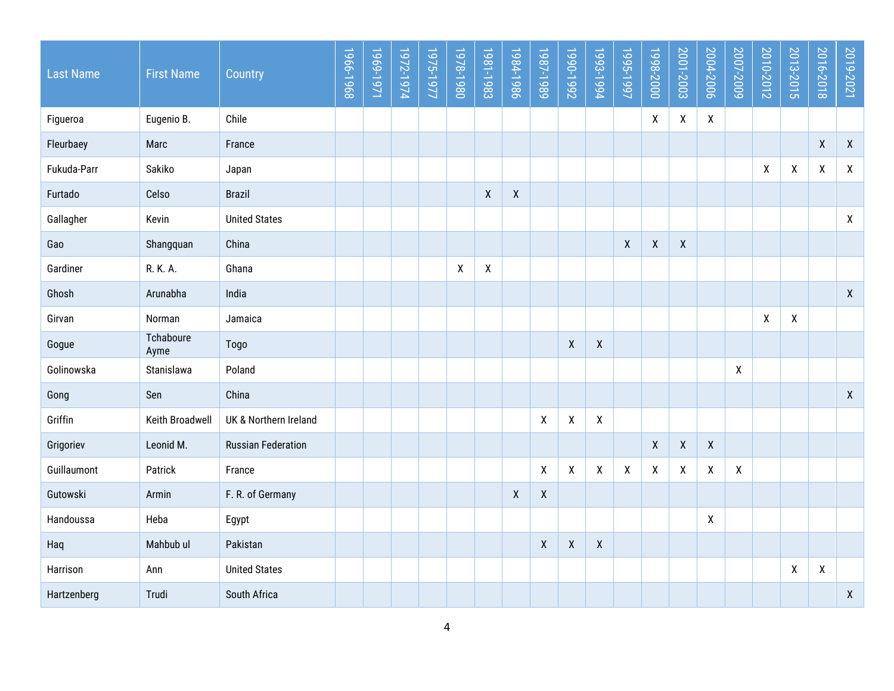| Last Name | First Name | Country | 1966-1968 | 1969-1971 | 1972-1974 | 1975-1977 | 1978-1980 | 1981-1983 | 1984-1986 | 1987-1989 | 1990-1992 | 1993-1994 | 1995-1997 | 1998-2000 | 2001-2003 | 2004-2006 | 2007-2009 | 2010-2012 | 2013-2015 | 2016-2018 | 2019-2021 |
|---|---|---|---|---|---|---|---|---|---|---|---|---|---|---|---|---|---|---|---|---|---|
| Figueroa | Eugenio B. | Chile | | | | | | | | | | | | X | X | X | | | | | |
| Fleurbaey | Marc | France | | | | | | | | | | | | | | | | | | X | X |
| Fukuda-Parr | Sakiko | Japan | | | | | | | | | | | | | | | | X | X | X | X |
| Furtado | Celso | Brazil | | | | | | X | X | | | | | | | | | | | | |
| Gallagher | Kevin | United States | | | | | | | | | | | | | | | | | | | X |
| Gao | Shangquan | China | | | | | | | | | | | X | X | X | | | | | | |
| Gardiner | R. K. A. | Ghana | | | | | X | X | | | | | | | | | | | | | |
| Ghosh | Arunabha | India | | | | | | | | | | | | | | | | | | | X |
| Girvan | Norman | Jamaica | | | | | | | | | | | | | | | | X | X | | |
| Gogue | Tchaboure Ayme | Togo | | | | | | | | | X | X | | | | | | | | | |
| Golinowska | Stanislawa | Poland | | | | | | | | | | | | | | | X | | | | |
| Gong | Sen | China | | | | | | | | | | | | | | | | | | | X |
| Griffin | Keith Broadwell | UK & Northern Ireland | | | | | | | | X | X | X | | | | | | | | | |
| Grigoriev | Leonid M. | Russian Federation | | | | | | | | | | | | X | X | X | | | | | |
| Guillaumont | Patrick | France | | | | | | | | X | X | X | X | X | X | X | X | | | | |
| Gutowski | Armin | F. R. of Germany | | | | | | | X | X | | | | | | | | | | | |
| Handoussa | Heba | Egypt | | | | | | | | | | | | | | X | | | | | |
| Haq | Mahbub ul | Pakistan | | | | | | | | X | X | X | | | | | | | | | |
| Harrison | Ann | United States | | | | | | | | | | | | | | | | | X | X | |
| Hartzenberg | Trudi | South Africa | | | | | | | | | | | | | | | | | | | X |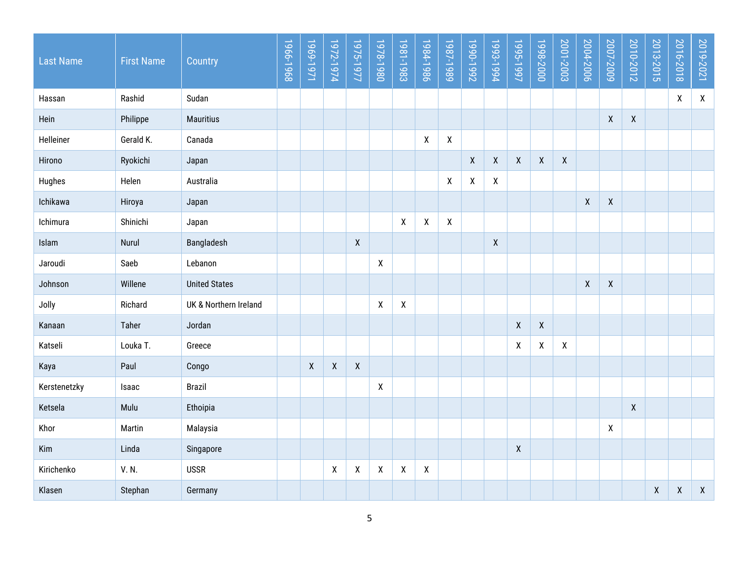| Last Name | First Name | Country | 1966-1968 | 1969-1971 | 1972-1974 | 1975-1977 | 1978-1980 | 1981-1983 | 1984-1986 | 1987-1989 | 1990-1992 | 1993-1994 | 1995-1997 | 1998-2000 | 2001-2003 | 2004-2006 | 2007-2009 | 2010-2012 | 2013-2015 | 2016-2018 | 2019-2021 |
|---|---|---|---|---|---|---|---|---|---|---|---|---|---|---|---|---|---|---|---|---|---|
| Hassan | Rashid | Sudan | | | | | | | | | | | | | | | | | | X | X |
| Hein | Philippe | Mauritius | | | | | | | | | | | | | | | X | X | | | |
| Helleiner | Gerald K. | Canada | | | | | | | X | X | | | | | | | | | | | |
| Hirono | Ryokichi | Japan | | | | | | | | | X | X | X | X | X | | | | | | |
| Hughes | Helen | Australia | | | | | | | | X | X | X | | | | | | | | | |
| Ichikawa | Hiroya | Japan | | | | | | | | | | | | | | X | X | | | | |
| Ichimura | Shinichi | Japan | | | | | | X | X | X | | | | | | | | | | | |
| Islam | Nurul | Bangladesh | | | | X | | | | | | X | | | | | | | | | |
| Jaroudi | Saeb | Lebanon | | | | | X | | | | | | | | | | | | | | |
| Johnson | Willene | United States | | | | | | | | | | | | | | X | X | | | | |
| Jolly | Richard | UK & Northern Ireland | | | | | X | X | | | | | | | | | | | | | |
| Kanaan | Taher | Jordan | | | | | | | | | | | X | X | | | | | | | |
| Katseli | Louka T. | Greece | | | | | | | | | | | X | X | X | | | | | | |
| Kaya | Paul | Congo | | X | X | X | | | | | | | | | | | | | | | |
| Kerstenetzky | Isaac | Brazil | | | | | X | | | | | | | | | | | | | | |
| Ketsela | Mulu | Ethoipia | | | | | | | | | | | | | | | | X | | | |
| Khor | Martin | Malaysia | | | | | | | | | | | | | | | X | | | | |
| Kim | Linda | Singapore | | | | | | | | | | | X | | | | | | | | |
| Kirichenko | V. N. | USSR | | | X | X | X | X | X | | | | | | | | | | | | |
| Klasen | Stephan | Germany | | | | | | | | | | | | | | | | | X | X | X |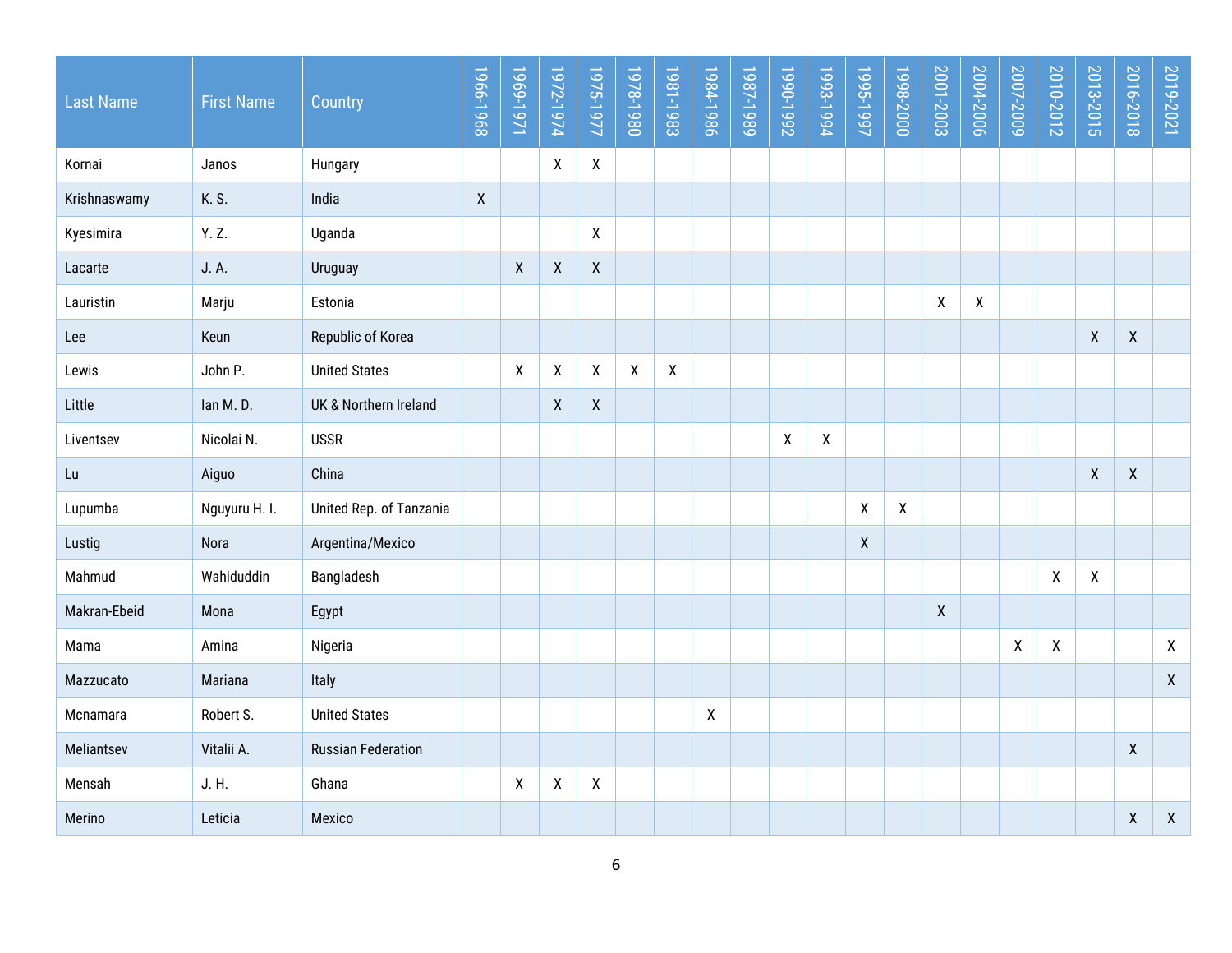| Last Name | First Name | Country | 1966-1968 | 1969-1971 | 1972-1974 | 1975-1977 | 1978-1980 | 1981-1983 | 1984-1986 | 1987-1989 | 1990-1992 | 1993-1994 | 1995-1997 | 1998-2000 | 2001-2003 | 2004-2006 | 2007-2009 | 2010-2012 | 2013-2015 | 2016-2018 | 2019-2021 |
|---|---|---|---|---|---|---|---|---|---|---|---|---|---|---|---|---|---|---|---|---|---|
| Kornai | Janos | Hungary | | | X | X | | | | | | | | | | | | | | | |
| Krishnaswamy | K. S. | India | X | | | | | | | | | | | | | | | | | | |
| Kyesimira | Y. Z. | Uganda | | | | X | | | | | | | | | | | | | | | |
| Lacarte | J. A. | Uruguay | | X | X | X | | | | | | | | | | | | | | | |
| Lauristin | Marju | Estonia | | | | | | | | | | | | | X | X | | | | | |
| Lee | Keun | Republic of Korea | | | | | | | | | | | | | | | | | X | X | |
| Lewis | John P. | United States | | X | X | X | X | X | | | | | | | | | | | | | |
| Little | Ian M. D. | UK & Northern Ireland | | | X | X | | | | | | | | | | | | | | | |
| Liventsev | Nicolai N. | USSR | | | | | | | | | X | X | | | | | | | | | |
| Lu | Aiguo | China | | | | | | | | | | | | | | | | | X | X | |
| Lupumba | Nguyuru H. I. | United Rep. of Tanzania | | | | | | | | | | | X | X | | | | | | | |
| Lustig | Nora | Argentina/Mexico | | | | | | | | | | | X | | | | | | | | |
| Mahmud | Wahiduddin | Bangladesh | | | | | | | | | | | | | | | | X | X | | |
| Makran-Ebeid | Mona | Egypt | | | | | | | | | | | | | X | | | | | | |
| Mama | Amina | Nigeria | | | | | | | | | | | | | | | X | X | | | X |
| Mazzucato | Mariana | Italy | | | | | | | | | | | | | | | | | | | X |
| Mcnamara | Robert S. | United States | | | | | | | X | | | | | | | | | | | | |
| Meliantsev | Vitalii A. | Russian Federation | | | | | | | | | | | | | | | | | | X | |
| Mensah | J. H. | Ghana | | X | X | X | | | | | | | | | | | | | | | |
| Merino | Leticia | Mexico | | | | | | | | | | | | | | | | | | X | X |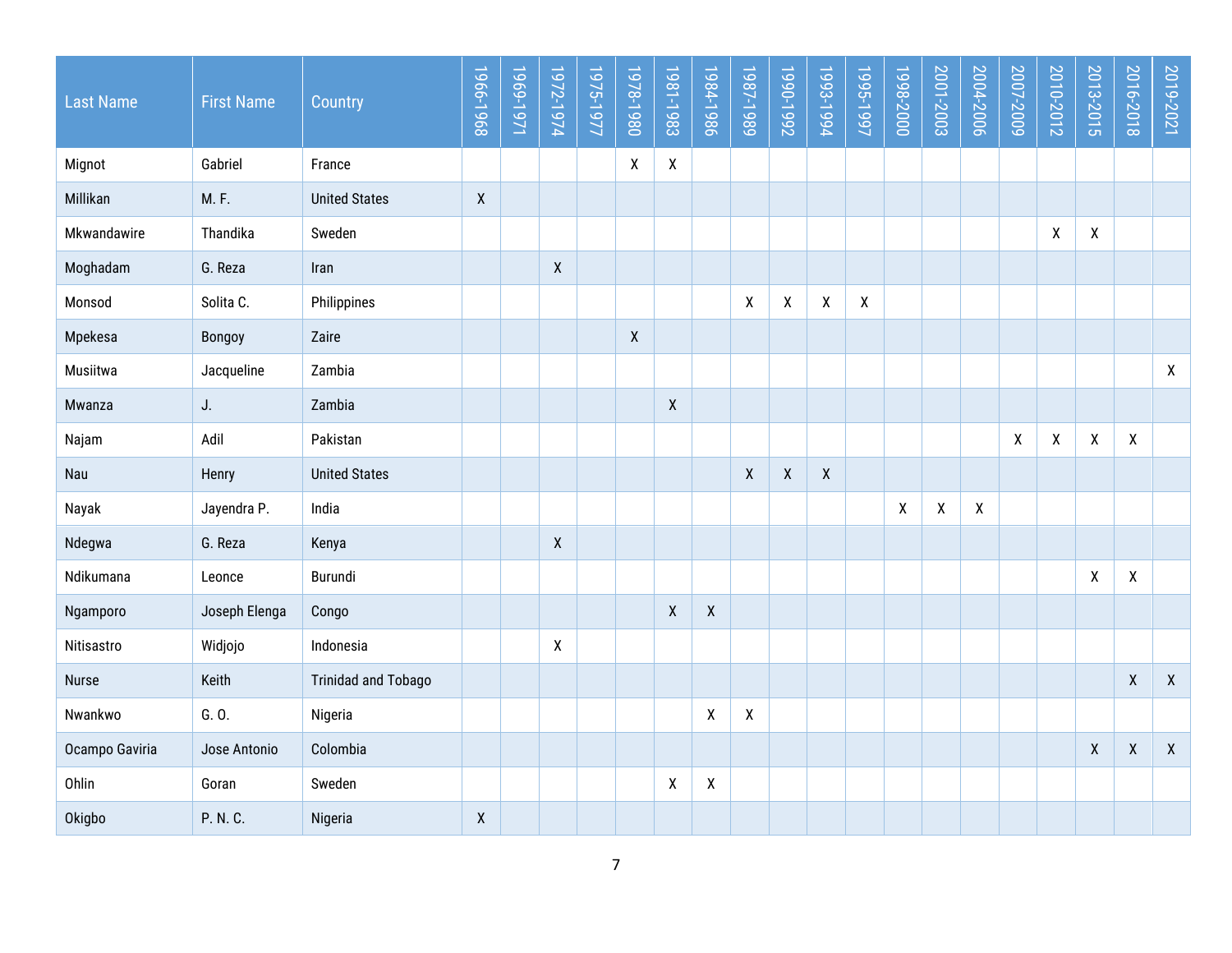| Last Name | First Name | Country | 1966-1968 | 1969-1971 | 1972-1974 | 1975-1977 | 1978-1980 | 1981-1983 | 1984-1986 | 1987-1989 | 1990-1992 | 1993-1994 | 1995-1997 | 1998-2000 | 2001-2003 | 2004-2006 | 2007-2009 | 2010-2012 | 2013-2015 | 2016-2018 | 2019-2021 |
|---|---|---|---|---|---|---|---|---|---|---|---|---|---|---|---|---|---|---|---|---|---|
| Mignot | Gabriel | France | | | | | X | X | | | | | | | | | | | | | |
| Millikan | M. F. | United States | X | | | | | | | | | | | | | | | | | | |
| Mkwandawire | Thandika | Sweden | | | | | | | | | | | | | | | | X | X | | |
| Moghadam | G. Reza | Iran | | | X | | | | | | | | | | | | | | | | |
| Monsod | Solita C. | Philippines | | | | | | | | X | X | X | X | | | | | | | | |
| Mpekesa | Bongoy | Zaire | | | | | X | | | | | | | | | | | | | | |
| Musiitwa | Jacqueline | Zambia | | | | | | | | | | | | | | | | | | | X |
| Mwanza | J. | Zambia | | | | | | X | | | | | | | | | | | | | |
| Najam | Adil | Pakistan | | | | | | | | | | | | | | | X | X | X | X | |
| Nau | Henry | United States | | | | | | | | X | X | X | | | | | | | | | |
| Nayak | Jayendra P. | India | | | | | | | | | | | | X | X | X | | | | | |
| Ndegwa | G. Reza | Kenya | | | X | | | | | | | | | | | | | | | | |
| Ndikumana | Leonce | Burundi | | | | | | | | | | | | | | | | | X | X | |
| Ngamporo | Joseph Elenga | Congo | | | | | | X | X | | | | | | | | | | | | |
| Nitisastro | Widjojo | Indonesia | | | X | | | | | | | | | | | | | | | | |
| Nurse | Keith | Trinidad and Tobago | | | | | | | | | | | | | | | | | | X | X |
| Nwankwo | G. O. | Nigeria | | | | | | | X | X | | | | | | | | | | | |
| Ocampo Gaviria | Jose Antonio | Colombia | | | | | | | | | | | | | | | | | X | X | X |
| Ohlin | Goran | Sweden | | | | | | X | X | | | | | | | | | | | | |
| Okigbo | P. N. C. | Nigeria | X | | | | | | | | | | | | | | | | | | |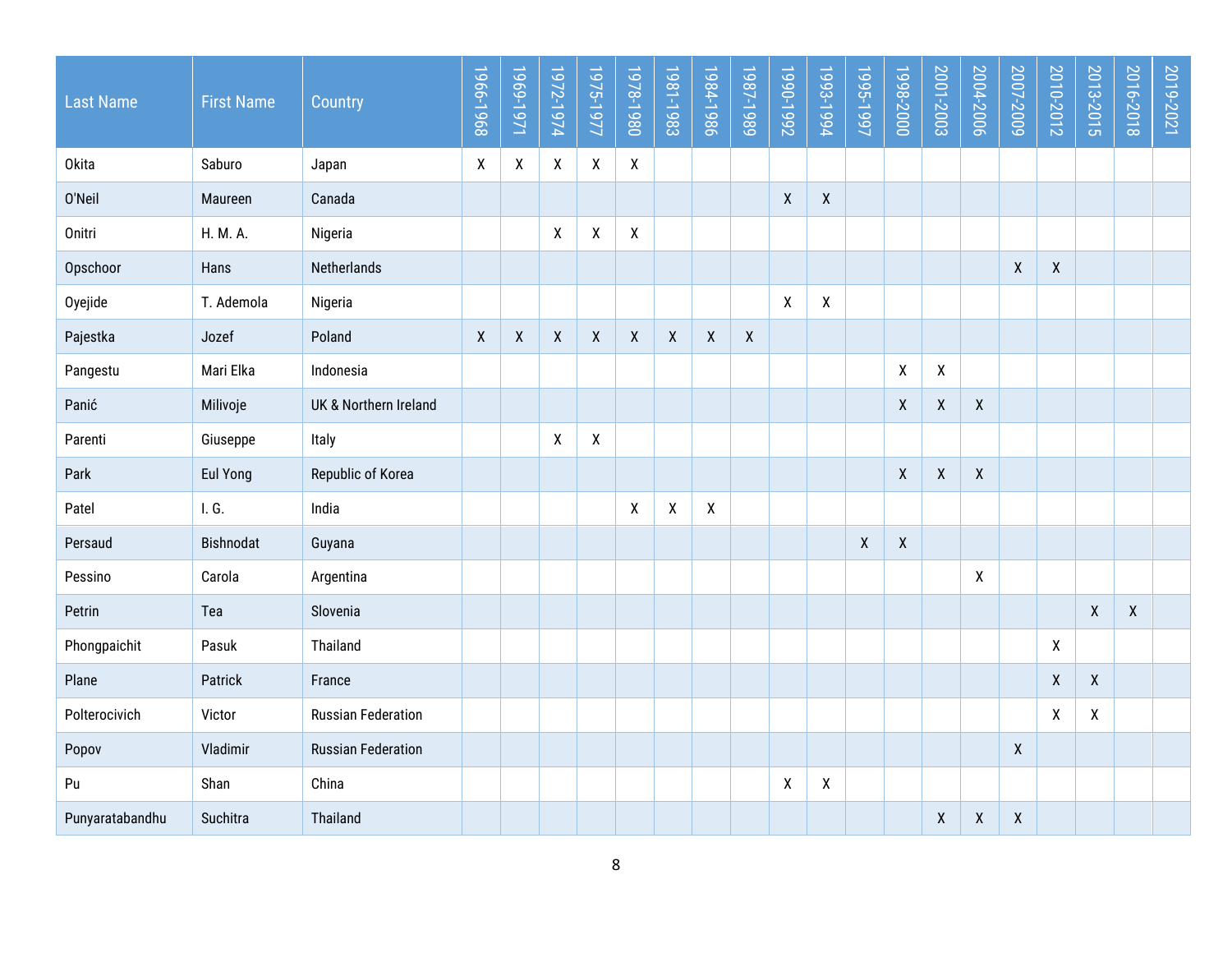| Last Name | First Name | Country | 1966-1968 | 1969-1971 | 1972-1974 | 1975-1977 | 1978-1980 | 1981-1983 | 1984-1986 | 1987-1989 | 1990-1992 | 1993-1994 | 1995-1997 | 1998-2000 | 2001-2003 | 2004-2006 | 2007-2009 | 2010-2012 | 2013-2015 | 2016-2018 | 2019-2021 |
|---|---|---|---|---|---|---|---|---|---|---|---|---|---|---|---|---|---|---|---|---|---|
| Okita | Saburo | Japan | X | X | X | X | X | | | | | | | | | | | | | | |
| O'Neil | Maureen | Canada | | | | | | | | | X | X | | | | | | | | | |
| Onitri | H. M. A. | Nigeria | | | X | X | X | | | | | | | | | | | | | | |
| Opschoor | Hans | Netherlands | | | | | | | | | | | | | | | X | X | | | |
| Oyejide | T. Ademola | Nigeria | | | | | | | | | X | X | | | | | | | | | |
| Pajestka | Jozef | Poland | X | X | X | X | X | X | X | X | | | | | | | | | | | |
| Pangestu | Mari Elka | Indonesia | | | | | | | | | | | | X | X | | | | | | |
| Panić | Milivoje | UK & Northern Ireland | | | | | | | | | | | | X | X | X | | | | | |
| Parenti | Giuseppe | Italy | | | X | X | | | | | | | | | | | | | | | |
| Park | Eul Yong | Republic of Korea | | | | | | | | | | | | X | X | X | | | | | |
| Patel | I. G. | India | | | | | X | X | X | | | | | | | | | | | | |
| Persaud | Bishnodat | Guyana | | | | | | | | | | | X | X | | | | | | | |
| Pessino | Carola | Argentina | | | | | | | | | | | | | | X | | | | | |
| Petrin | Tea | Slovenia | | | | | | | | | | | | | | | | | X | X | |
| Phongpaichit | Pasuk | Thailand | | | | | | | | | | | | | | | | X | | | |
| Plane | Patrick | France | | | | | | | | | | | | | | | | X | X | | |
| Polterocivich | Victor | Russian Federation | | | | | | | | | | | | | | | | X | X | | |
| Popov | Vladimir | Russian Federation | | | | | | | | | | | | | | | X | | | | |
| Pu | Shan | China | | | | | | | | | X | X | | | | | | | | | |
| Punyaratabandhu | Suchitra | Thailand | | | | | | | | | | | | | X | X | X | | | | |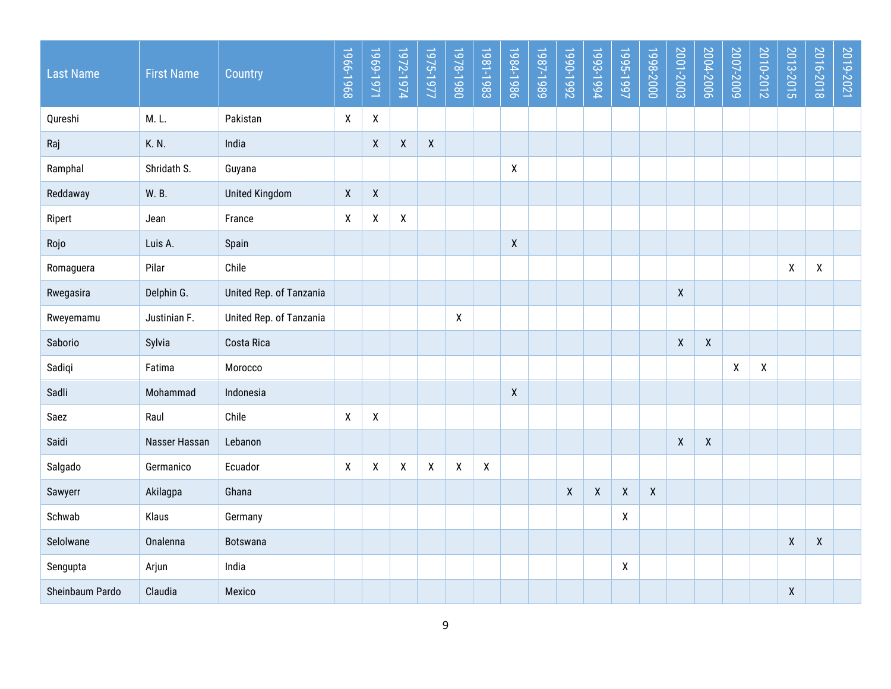| Last Name | First Name | Country | 1966-1968 | 1969-1971 | 1972-1974 | 1975-1977 | 1978-1980 | 1981-1983 | 1984-1986 | 1987-1989 | 1990-1992 | 1993-1994 | 1995-1997 | 1998-2000 | 2001-2003 | 2004-2006 | 2007-2009 | 2010-2012 | 2013-2015 | 2016-2018 | 2019-2021 |
|---|---|---|---|---|---|---|---|---|---|---|---|---|---|---|---|---|---|---|---|---|---|
| Qureshi | M. L. | Pakistan | X | X | | | | | | | | | | | | | | | | | |
| Raj | K. N. | India | | X | X | X | | | | | | | | | | | | | | | |
| Ramphal | Shridath S. | Guyana | | | | | | | X | | | | | | | | | | | | |
| Reddaway | W. B. | United Kingdom | X | X | | | | | | | | | | | | | | | | | |
| Ripert | Jean | France | X | X | X | | | | | | | | | | | | | | | | |
| Rojo | Luis A. | Spain | | | | | | | X | | | | | | | | | | | | |
| Romaguera | Pilar | Chile | | | | | | | | | | | | | | | | | X | X | |
| Rwegasira | Delphin G. | United Rep. of Tanzania | | | | | | | | | | | | | X | | | | | | |
| Rweyemamu | Justinian F. | United Rep. of Tanzania | | | | | X | | | | | | | | | | | | | | |
| Saborio | Sylvia | Costa Rica | | | | | | | | | | | | | X | X | | | | | |
| Sadiqi | Fatima | Morocco | | | | | | | | | | | | | | | X | X | | | |
| Sadli | Mohammad | Indonesia | | | | | | | X | | | | | | | | | | | | |
| Saez | Raul | Chile | X | X | | | | | | | | | | | | | | | | | |
| Saidi | Nasser Hassan | Lebanon | | | | | | | | | | | | | X | X | | | | | |
| Salgado | Germanico | Ecuador | X | X | X | X | X | X | | | | | | | | | | | | | |
| Sawyerr | Akilagpa | Ghana | | | | | | | | | X | X | X | X | | | | | | | |
| Schwab | Klaus | Germany | | | | | | | | | | | X | | | | | | | | |
| Selolwane | Onalenna | Botswana | | | | | | | | | | | | | | | | | X | X | |
| Sengupta | Arjun | India | | | | | | | | | | | X | | | | | | | | |
| Sheinbaum Pardo | Claudia | Mexico | | | | | | | | | | | | | | | | | X | | |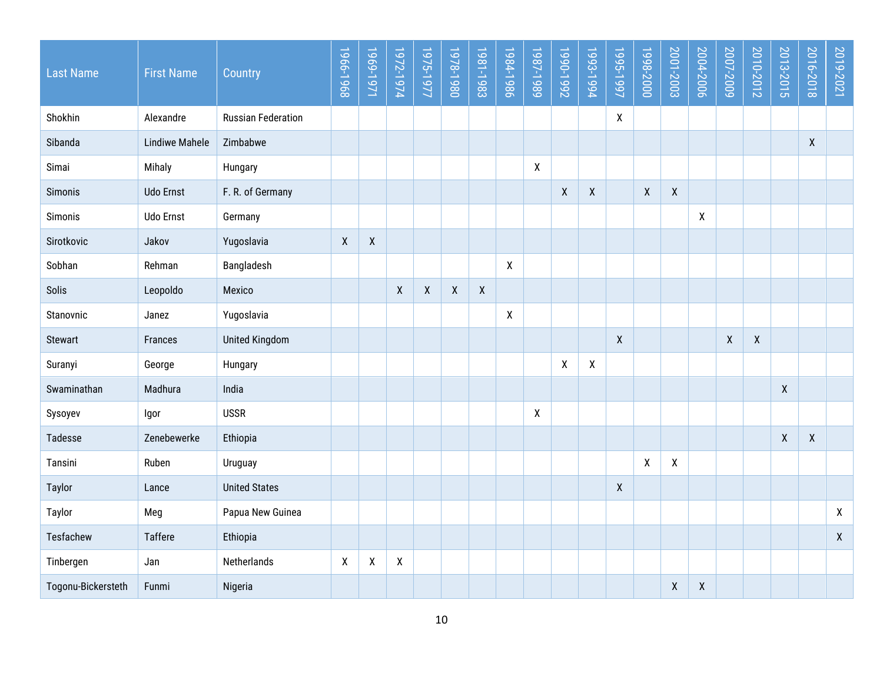| Last Name | First Name | Country | 1966-1968 | 1969-1971 | 1972-1974 | 1975-1977 | 1978-1980 | 1981-1983 | 1984-1986 | 1987-1989 | 1990-1992 | 1993-1994 | 1995-1997 | 1998-2000 | 2001-2003 | 2004-2006 | 2007-2009 | 2010-2012 | 2013-2015 | 2016-2018 | 2019-2021 |
|---|---|---|---|---|---|---|---|---|---|---|---|---|---|---|---|---|---|---|---|---|---|
| Shokhin | Alexandre | Russian Federation | | | | | | | | | | | X | | | | | | | | |
| Sibanda | Lindiwe Mahele | Zimbabwe | | | | | | | | | | | | | | | | | | X | |
| Simai | Mihaly | Hungary | | | | | | | | X | | | | | | | | | | | |
| Simonis | Udo Ernst | F. R. of Germany | | | | | | | | | X | X | | X | X | | | | | | |
| Simonis | Udo Ernst | Germany | | | | | | | | | | | | | | X | | | | | |
| Sirotkovic | Jakov | Yugoslavia | X | X | | | | | | | | | | | | | | | | | |
| Sobhan | Rehman | Bangladesh | | | | | | | X | | | | | | | | | | | | |
| Solis | Leopoldo | Mexico | | | X | X | X | X | | | | | | | | | | | | | |
| Stanovnic | Janez | Yugoslavia | | | | | | | X | | | | | | | | | | | | |
| Stewart | Frances | United Kingdom | | | | | | | | | | | X | | | | X | X | | | |
| Suranyi | George | Hungary | | | | | | | | | X | X | | | | | | | | | |
| Swaminathan | Madhura | India | | | | | | | | | | | | | | | | | X | | |
| Sysoyev | Igor | USSR | | | | | | | | X | | | | | | | | | | | |
| Tadesse | Zenebewerke | Ethiopia | | | | | | | | | | | | | | | | | X | X | |
| Tansini | Ruben | Uruguay | | | | | | | | | | | | X | X | | | | | | |
| Taylor | Lance | United States | | | | | | | | | | | X | | | | | | | | |
| Taylor | Meg | Papua New Guinea | | | | | | | | | | | | | | | | | | | X |
| Tesfachew | Taffere | Ethiopia | | | | | | | | | | | | | | | | | | | X |
| Tinbergen | Jan | Netherlands | X | X | X | | | | | | | | | | | | | | | | |
| Togonu-Bickersteth | Funmi | Nigeria | | | | | | | | | | | | | X | X | | | | | |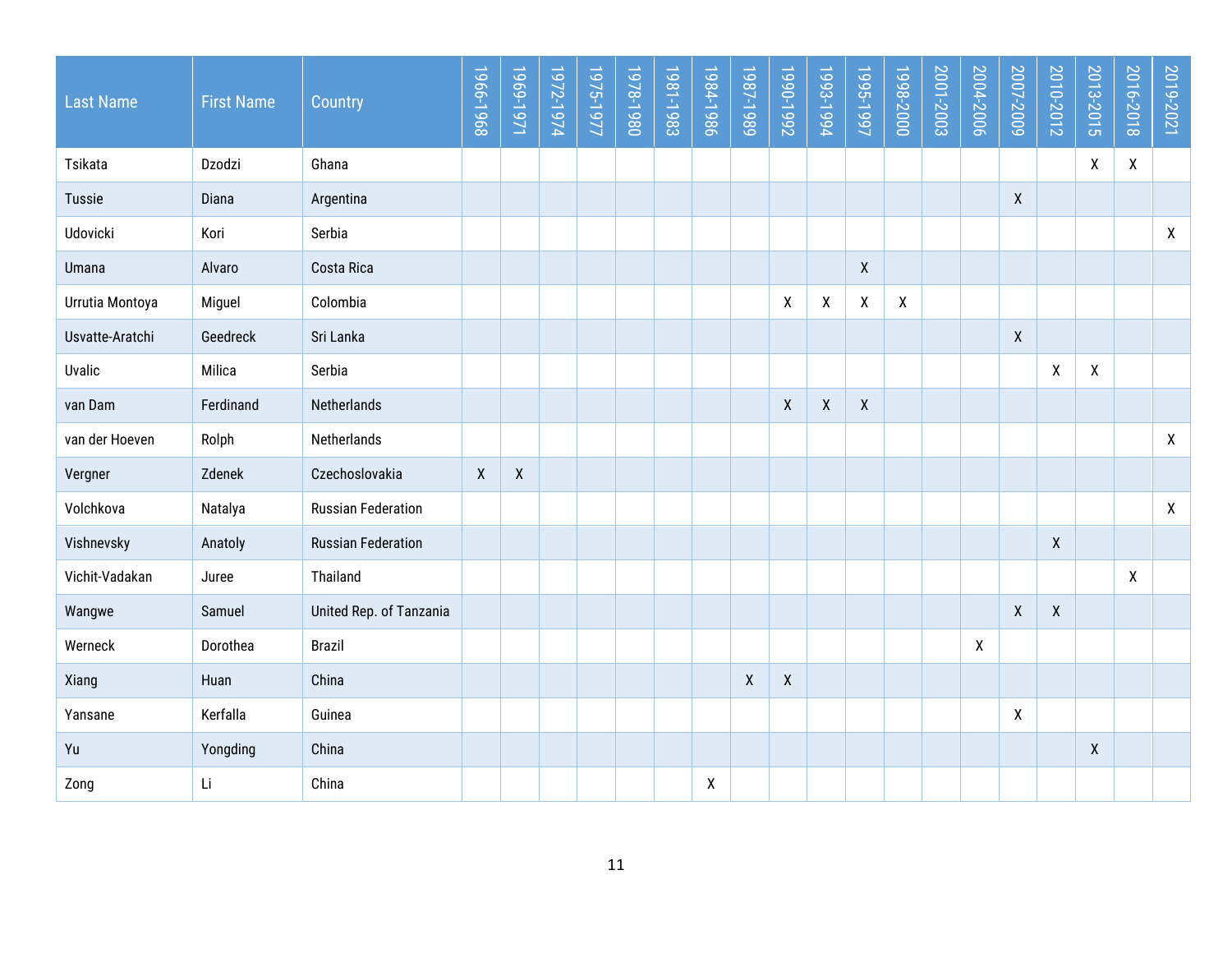| Last Name | First Name | Country | 1966-1968 | 1969-1971 | 1972-1974 | 1975-1977 | 1978-1980 | 1981-1983 | 1984-1986 | 1987-1989 | 1990-1992 | 1993-1994 | 1995-1997 | 1998-2000 | 2001-2003 | 2004-2006 | 2007-2009 | 2010-2012 | 2013-2015 | 2016-2018 | 2019-2021 |
|---|---|---|---|---|---|---|---|---|---|---|---|---|---|---|---|---|---|---|---|---|---|
| Tsikata | Dzodzi | Ghana | | | | | | | | | | | | | | | | | X | X | |
| Tussie | Diana | Argentina | | | | | | | | | | | | | | | X | | | | |
| Udovicki | Kori | Serbia | | | | | | | | | | | | | | | | | | | X |
| Umana | Alvaro | Costa Rica | | | | | | | | | | | X | | | | | | | | |
| Urrutia Montoya | Miguel | Colombia | | | | | | | | | X | X | X | X | | | | | | | |
| Usvatte-Aratchi | Geedreck | Sri Lanka | | | | | | | | | | | | | | | X | | | | |
| Uvalic | Milica | Serbia | | | | | | | | | | | | | | | | X | X | | |
| van Dam | Ferdinand | Netherlands | | | | | | | | | X | X | X | | | | | | | | |
| van der Hoeven | Rolph | Netherlands | | | | | | | | | | | | | | | | | | | X |
| Vergner | Zdenek | Czechoslovakia | X | X | | | | | | | | | | | | | | | | | |
| Volchkova | Natalya | Russian Federation | | | | | | | | | | | | | | | | | | | X |
| Vishnevsky | Anatoly | Russian Federation | | | | | | | | | | | | | | | | X | | | |
| Vichit-Vadakan | Juree | Thailand | | | | | | | | | | | | | | | | | | X | |
| Wangwe | Samuel | United Rep. of Tanzania | | | | | | | | | | | | | | | X | X | | | |
| Werneck | Dorothea | Brazil | | | | | | | | | | | | | | X | | | | | |
| Xiang | Huan | China | | | | | | | | X | X | | | | | | | | | | |
| Yansane | Kerfalla | Guinea | | | | | | | | | | | | | | | X | | | | |
| Yu | Yongding | China | | | | | | | | | | | | | | | | | X | | |
| Zong | Li | China | | | | | | | X | | | | | | | | | | | | |